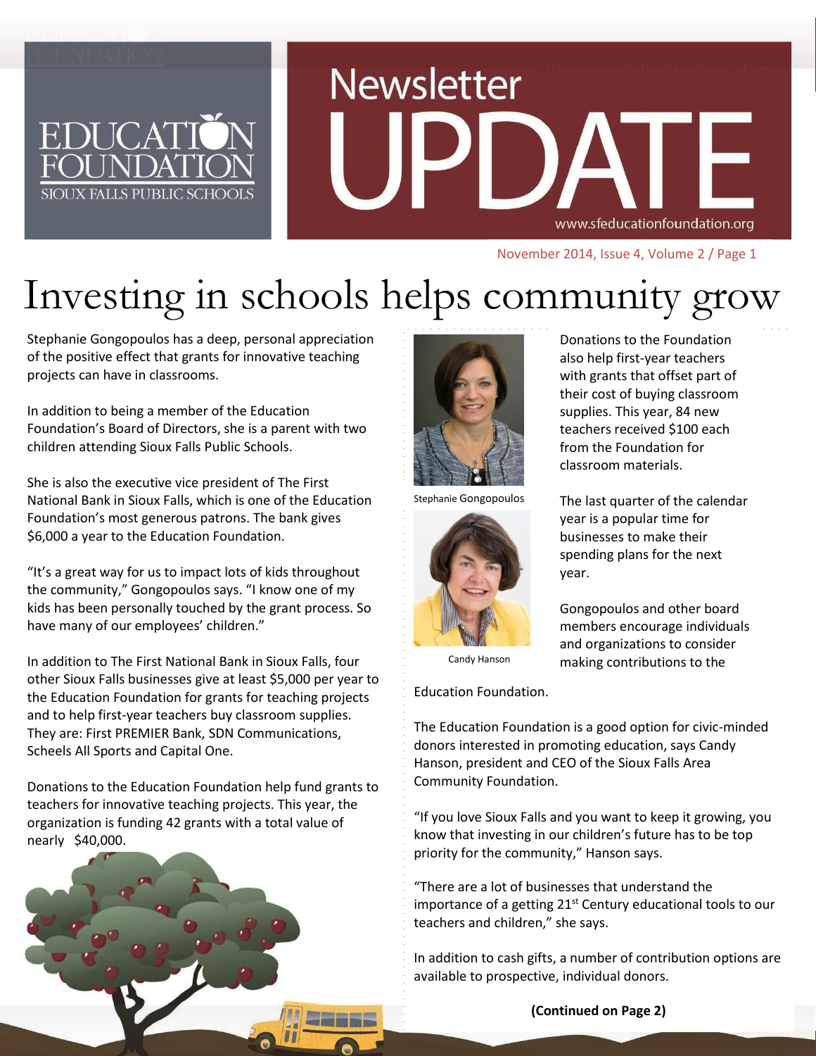EDUCATION FOUNDATION
SIOUX FALLS PUBLIC SCHOOLS

# Newsletter UPDATE

www.sfeducationfoundation.org

November 2014, Issue 4, Volume 2

# Investing in schools helps community grow

Stephanie Gongopoulos has a deep, personal appreciation of the positive effect that grants for innovative teaching projects can have in classrooms.

In addition to being a member of the Education Foundation's Board of Directors, she is a parent with two children attending Sioux Falls Public Schools.

She is also the executive vice president of The First National Bank in Sioux Falls, which is one of the Education Foundation's most generous patrons. The bank gives $6,000 a year to the Education Foundation.

"It's a great way for us to impact lots of kids throughout the community," Gongopoulos says. "I know one of my kids has been personally touched by the grant process. So have many of our employees' children."

In addition to The First National Bank in Sioux Falls, four other Sioux Falls businesses give at least $5,000 per year to the Education Foundation for grants for teaching projects and to help first-year teachers buy classroom supplies. They are: First PREMIER Bank, SDN Communications, Scheels All Sports and Capital One.

Donations to the Education Foundation help fund grants to teachers for innovative teaching projects. This year, the organization is funding 42 grants with a total value of nearly $40,000.

Stephanie Gongopoulos

Candy Hanson

Donations to the Foundation also help first-year teachers with grants that offset part of their cost of buying classroom supplies. This year, 84 new teachers received $100 each from the Foundation for classroom materials.

The last quarter of the calendar year is a popular time for businesses to make their spending plans for the next year.

Gongopoulos and other board members encourage individuals and organizations to consider making contributions to the Education Foundation.

The Education Foundation is a good option for civic-minded donors interested in promoting education, says Candy Hanson, president and CEO of the Sioux Falls Area Community Foundation.

"If you love Sioux Falls and you want to keep it growing, you know that investing in our children's future has to be top priority for the community," Hanson says.

"There are a lot of businesses that understand the importance of a getting 21st Century educational tools to our teachers and children," she says.

In addition to cash gifts, a number of contribution options are available to prospective, individual donors.

**(Continued on Page 2)**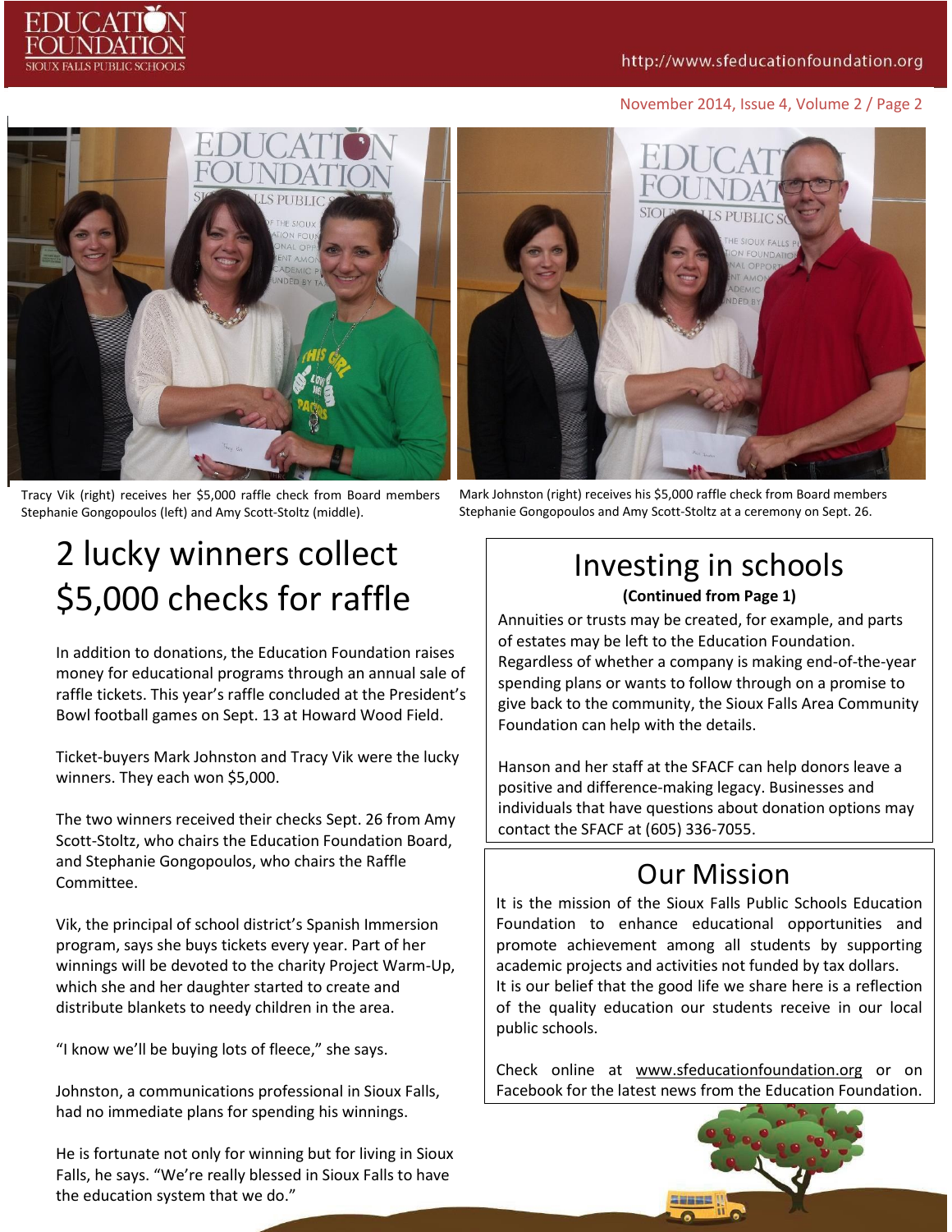Tracy Vik (right) receives her $5,000 raffle check from Board members Stephanie Gongopoulos (left) and Amy Scott-Stoltz (middle).

Mark Johnston (right) receives his $5,000 raffle check from Board members Stephanie Gongopoulos and Amy Scott-Stoltz at a ceremony on Sept. 26.

# 2 lucky winners collect $5,000 checks for raffle

In addition to donations, the Education Foundation raises money for educational programs through an annual sale of raffle tickets. This year's raffle concluded at the President's Bowl football games on Sept. 13 at Howard Wood Field.

Ticket-buyers Mark Johnston and Tracy Vik were the lucky winners. They each won $5,000.

The two winners received their checks Sept. 26 from Amy Scott-Stoltz, who chairs the Education Foundation Board, and Stephanie Gongopoulos, who chairs the Raffle Committee.

Vik, the principal of school district's Spanish Immersion program, says she buys tickets every year. Part of her winnings will be devoted to the charity Project Warm-Up, which she and her daughter started to create and distribute blankets to needy children in the area.

"I know we'll be buying lots of fleece," she says.

Johnston, a communications professional in Sioux Falls, had no immediate plans for spending his winnings.

He is fortunate not only for winning but for living in Sioux Falls, he says. "We're really blessed in Sioux Falls to have the education system that we do."

# Investing in schools

**(Continued from Page 1)**

Annuities or trusts may be created, for example, and parts of estates may be left to the Education Foundation. Regardless of whether a company is making end-of-the-year spending plans or wants to follow through on a promise to give back to the community, the Sioux Falls Area Community Foundation can help with the details.

Hanson and her staff at the SFACF can help donors leave a positive and difference-making legacy. Businesses and individuals that have questions about donation options may contact the SFACF at (605) 336-7055.

# Our Mission

It is the mission of the Sioux Falls Public Schools Education Foundation to enhance educational opportunities and promote achievement among all students by supporting academic projects and activities not funded by tax dollars. It is our belief that the good life we share here is a reflection of the quality education our students receive in our local public schools.

Check online at www.sfeducationfoundation.org or on Facebook for the latest news from the Education Foundation.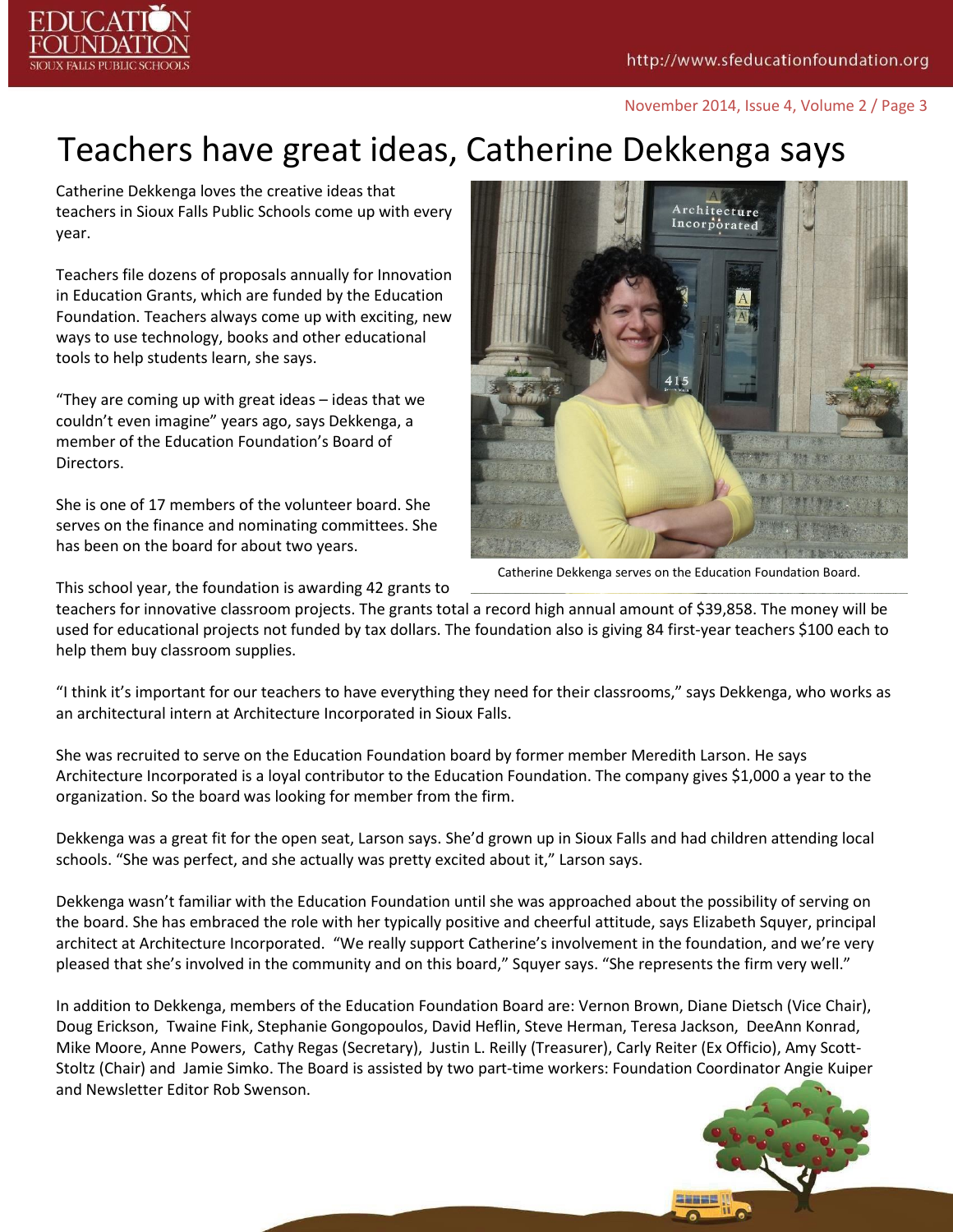# Teachers have great ideas, Catherine Dekkenga says

Catherine Dekkenga loves the creative ideas that teachers in Sioux Falls Public Schools come up with every year.

Teachers file dozens of proposals annually for Innovation in Education Grants, which are funded by the Education Foundation. Teachers always come up with exciting, new ways to use technology, books and other educational tools to help students learn, she says.

"They are coming up with great ideas – ideas that we couldn't even imagine" years ago, says Dekkenga, a member of the Education Foundation's Board of Directors.

She is one of 17 members of the volunteer board. She serves on the finance and nominating committees. She has been on the board for about two years.

Catherine Dekkenga serves on the Education Foundation Board.

This school year, the foundation is awarding 42 grants to teachers for innovative classroom projects. The grants total a record high annual amount of $39,858. The money will be used for educational projects not funded by tax dollars. The foundation also is giving 84 first-year teachers $100 each to help them buy classroom supplies.

"I think it's important for our teachers to have everything they need for their classrooms," says Dekkenga, who works as an architectural intern at Architecture Incorporated in Sioux Falls.

She was recruited to serve on the Education Foundation board by former member Meredith Larson. He says Architecture Incorporated is a loyal contributor to the Education Foundation. The company gives $1,000 a year to the organization. So the board was looking for member from the firm.

Dekkenga was a great fit for the open seat, Larson says. She'd grown up in Sioux Falls and had children attending local schools. "She was perfect, and she actually was pretty excited about it," Larson says.

Dekkenga wasn't familiar with the Education Foundation until she was approached about the possibility of serving on the board. She has embraced the role with her typically positive and cheerful attitude, says Elizabeth Squyer, principal architect at Architecture Incorporated. "We really support Catherine's involvement in the foundation, and we're very pleased that she's involved in the community and on this board," Squyer says. "She represents the firm very well."

In addition to Dekkenga, members of the Education Foundation Board are: Vernon Brown, Diane Dietsch (Vice Chair), Doug Erickson, Twaine Fink, Stephanie Gongopoulos, David Heflin, Steve Herman, Teresa Jackson, DeeAnn Konrad, Mike Moore, Anne Powers, Cathy Regas (Secretary), Justin L. Reilly (Treasurer), Carly Reiter (Ex Officio), Amy Scott-Stoltz (Chair) and Jamie Simko. The Board is assisted by two part-time workers: Foundation Coordinator Angie Kuiper and Newsletter Editor Rob Swenson.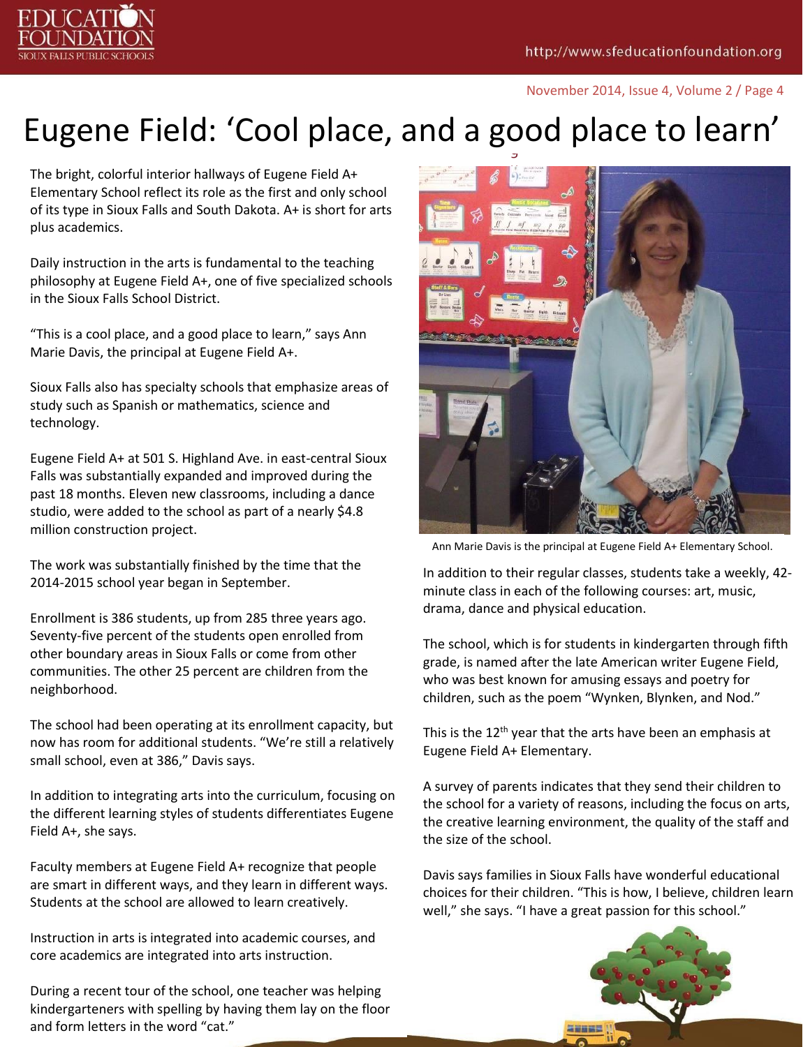# Eugene Field: 'Cool place, and a good place to learn'

The bright, colorful interior hallways of Eugene Field A+ Elementary School reflect its role as the first and only school of its type in Sioux Falls and South Dakota. A+ is short for arts plus academics.

Daily instruction in the arts is fundamental to the teaching philosophy at Eugene Field A+, one of five specialized schools in the Sioux Falls School District.

"This is a cool place, and a good place to learn," says Ann Marie Davis, the principal at Eugene Field A+.

Sioux Falls also has specialty schools that emphasize areas of study such as Spanish or mathematics, science and technology.

Eugene Field A+ at 501 S. Highland Ave. in east-central Sioux Falls was substantially expanded and improved during the past 18 months. Eleven new classrooms, including a dance studio, were added to the school as part of a nearly $4.8 million construction project.

The work was substantially finished by the time that the 2014-2015 school year began in September.

Enrollment is 386 students, up from 285 three years ago. Seventy-five percent of the students open enrolled from other boundary areas in Sioux Falls or come from other communities. The other 25 percent are children from the neighborhood.

The school had been operating at its enrollment capacity, but now has room for additional students. "We're still a relatively small school, even at 386," Davis says.

In addition to integrating arts into the curriculum, focusing on the different learning styles of students differentiates Eugene Field A+, she says.

Faculty members at Eugene Field A+ recognize that people are smart in different ways, and they learn in different ways. Students at the school are allowed to learn creatively.

Instruction in arts is integrated into academic courses, and core academics are integrated into arts instruction.

During a recent tour of the school, one teacher was helping kindergarteners with spelling by having them lay on the floor and form letters in the word "cat."

Ann Marie Davis is the principal at Eugene Field A+ Elementary School.

In addition to their regular classes, students take a weekly, 42-minute class in each of the following courses: art, music, drama, dance and physical education.

The school, which is for students in kindergarten through fifth grade, is named after the late American writer Eugene Field, who was best known for amusing essays and poetry for children, such as the poem "Wynken, Blynken, and Nod."

This is the 12th year that the arts have been an emphasis at Eugene Field A+ Elementary.

A survey of parents indicates that they send their children to the school for a variety of reasons, including the focus on arts, the creative learning environment, the quality of the staff and the size of the school.

Davis says families in Sioux Falls have wonderful educational choices for their children. "This is how, I believe, children learn well," she says. "I have a great passion for this school."